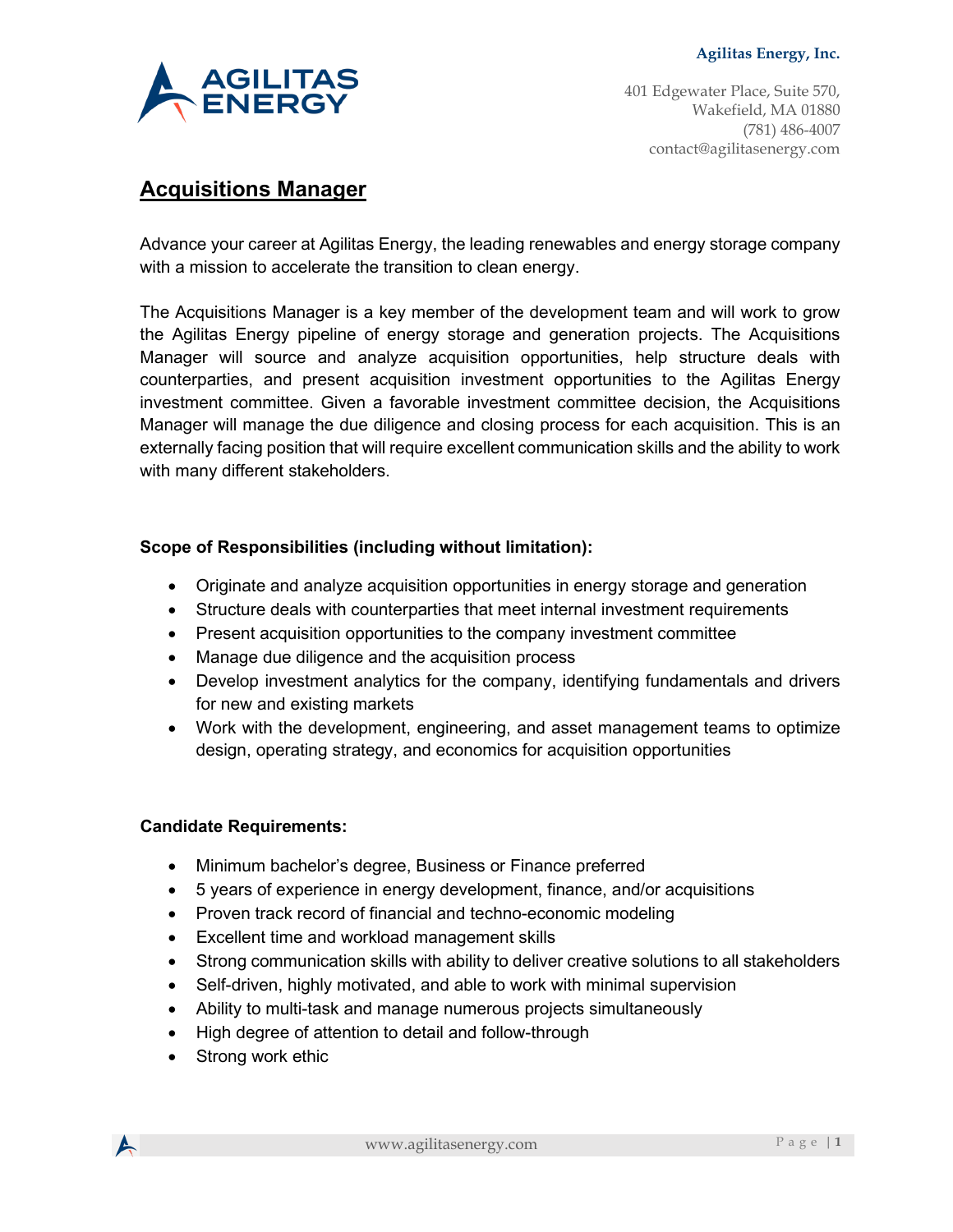Agilitas Energy, Inc.

401 Edgewater Place, Suite 570,
Wakefield, MA 01880
(781) 486-4007
contact@agilitasenergy.com

# Acquisitions Manager

Advance your career at Agilitas Energy, the leading renewables and energy storage company with a mission to accelerate the transition to clean energy.

The Acquisitions Manager is a key member of the development team and will work to grow the Agilitas Energy pipeline of energy storage and generation projects. The Acquisitions Manager will source and analyze acquisition opportunities, help structure deals with counterparties, and present acquisition investment opportunities to the Agilitas Energy investment committee. Given a favorable investment committee decision, the Acquisitions Manager will manage the due diligence and closing process for each acquisition. This is an externally facing position that will require excellent communication skills and the ability to work with many different stakeholders.

**Scope of Responsibilities (including without limitation):**

- Originate and analyze acquisition opportunities in energy storage and generation
- Structure deals with counterparties that meet internal investment requirements
- Present acquisition opportunities to the company investment committee
- Manage due diligence and the acquisition process
- Develop investment analytics for the company, identifying fundamentals and drivers for new and existing markets
- Work with the development, engineering, and asset management teams to optimize design, operating strategy, and economics for acquisition opportunities

**Candidate Requirements:**

- Minimum bachelor's degree, Business or Finance preferred
- 5 years of experience in energy development, finance, and/or acquisitions
- Proven track record of financial and techno-economic modeling
- Excellent time and workload management skills
- Strong communication skills with ability to deliver creative solutions to all stakeholders
- Self-driven, highly motivated, and able to work with minimal supervision
- Ability to multi-task and manage numerous projects simultaneously
- High degree of attention to detail and follow-through
- Strong work ethic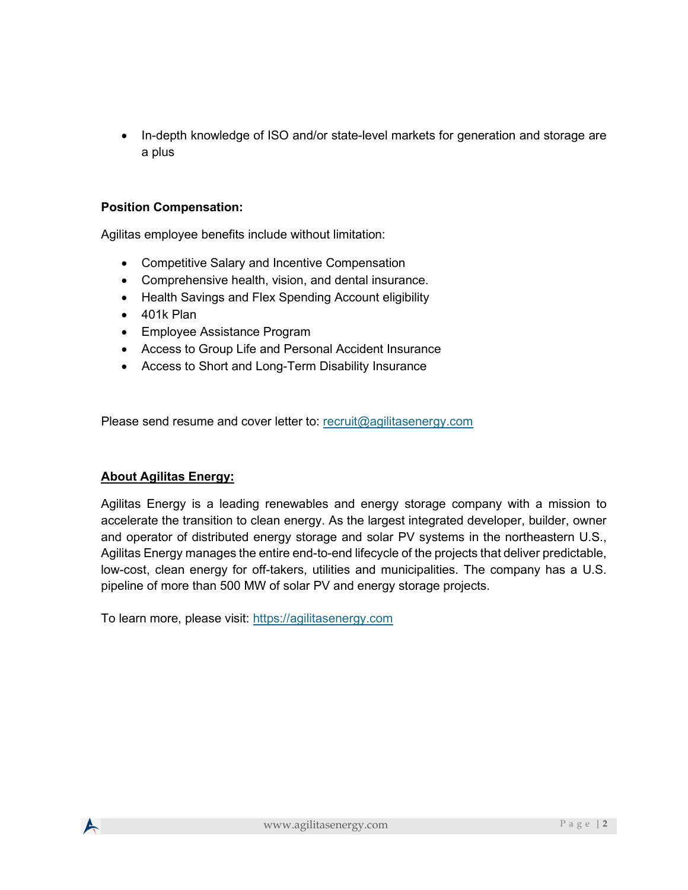- In-depth knowledge of ISO and/or state-level markets for generation and storage are a plus

**Position Compensation:**

Agilitas employee benefits include without limitation:

- Competitive Salary and Incentive Compensation
- Comprehensive health, vision, and dental insurance.
- Health Savings and Flex Spending Account eligibility
- 401k Plan
- Employee Assistance Program
- Access to Group Life and Personal Accident Insurance
- Access to Short and Long-Term Disability Insurance

Please send resume and cover letter to: recruit@agilitasenergy.com

**About Agilitas Energy:**

Agilitas Energy is a leading renewables and energy storage company with a mission to accelerate the transition to clean energy. As the largest integrated developer, builder, owner and operator of distributed energy storage and solar PV systems in the northeastern U.S., Agilitas Energy manages the entire end-to-end lifecycle of the projects that deliver predictable, low-cost, clean energy for off-takers, utilities and municipalities. The company has a U.S. pipeline of more than 500 MW of solar PV and energy storage projects.

To learn more, please visit: https://agilitasenergy.com